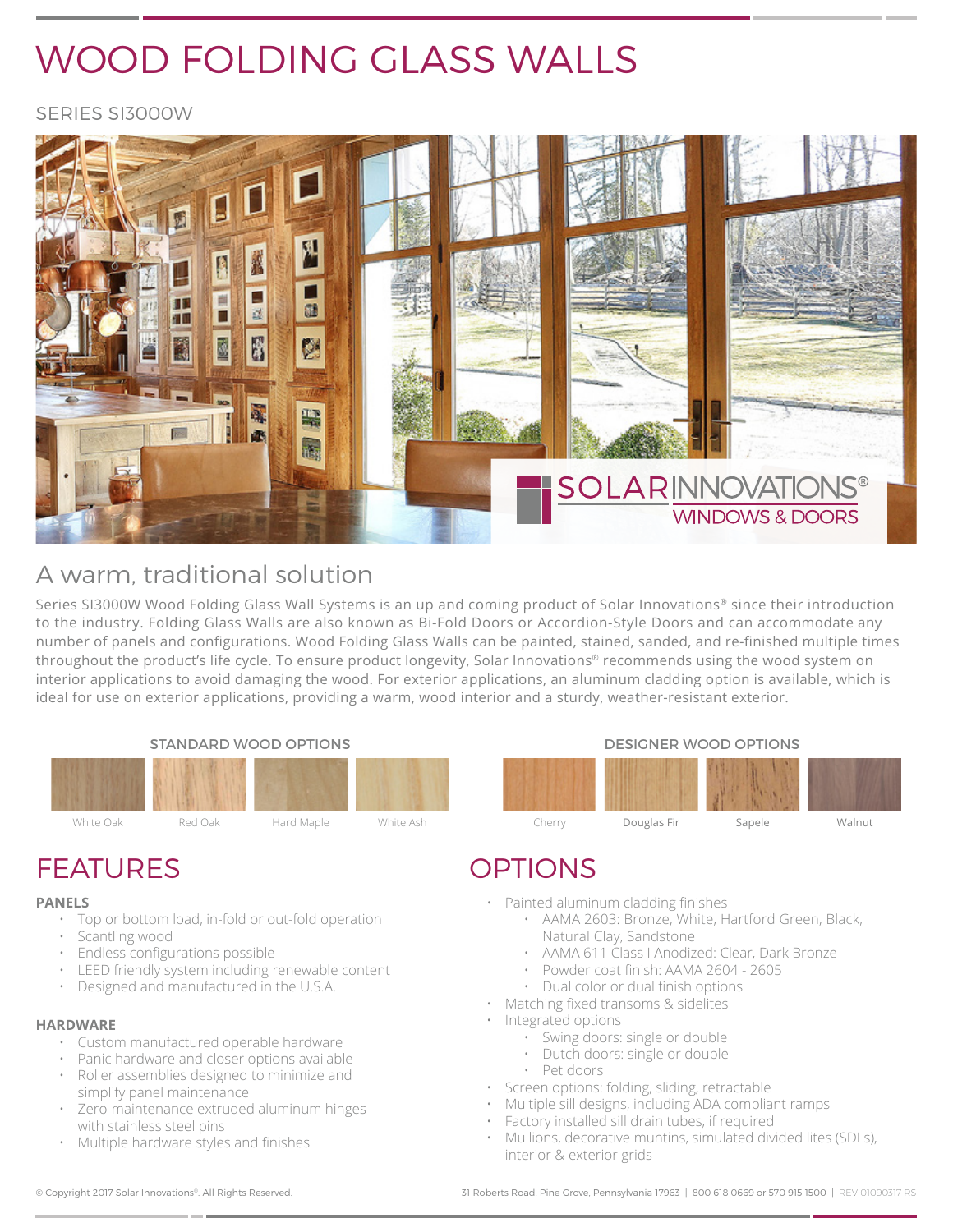# WOOD FOLDING GLASS WALLS

SERIES SI3000W

## A warm, traditional solution

Series SI3000W Wood Folding Glass Wall Systems is an up and coming product of Solar Innovations® since their introduction to the industry. Folding Glass Walls are also known as Bi-Fold Doors or Accordion-Style Doors and can accommodate any number of panels and configurations. Wood Folding Glass Walls can be painted, stained, sanded, and re-finished multiple times throughout the product's life cycle. To ensure product longevity, Solar Innovations® recommends using the wood system on interior applications to avoid damaging the wood. For exterior applications, an aluminum cladding option is available, which is ideal for use on exterior applications, providing a warm, wood interior and a sturdy, weather-resistant exterior.

### STANDARD WOOD OPTIONS

White Oak | Red Oak | Hard Maple | White Ash

### DESIGNER WOOD OPTIONS

Cherry | Douglas Fir | Sapele | Walnut

## FEATURES

**PANELS**

- Top or bottom load, in-fold or out-fold operation
- Scantling wood
- Endless configurations possible
- LEED friendly system including renewable content
- Designed and manufactured in the U.S.A.

**HARDWARE**

- Custom manufactured operable hardware
- Panic hardware and closer options available
- Roller assemblies designed to minimize and simplify panel maintenance
- Zero-maintenance extruded aluminum hinges with stainless steel pins
- Multiple hardware styles and finishes

## OPTIONS

- Painted aluminum cladding finishes
  - AAMA 2603: Bronze, White, Hartford Green, Black, Natural Clay, Sandstone
  - AAMA 611 Class I Anodized: Clear, Dark Bronze
  - Powder coat finish: AAMA 2604 - 2605
  - Dual color or dual finish options
- Matching fixed transoms & sidelites
- Integrated options
  - Swing doors: single or double
  - Dutch doors: single or double
  - Pet doors
- Screen options: folding, sliding, retractable
- Multiple sill designs, including ADA compliant ramps
- Factory installed sill drain tubes, if required
- Mullions, decorative muntins, simulated divided lites (SDLs), interior & exterior grids

© Copyright 2017 Solar Innovations®. All Rights Reserved. 31 Roberts Road, Pine Grove, Pennsylvania 17963 | 800 618 0669 or 570 915 1500 | REV 01090317 RS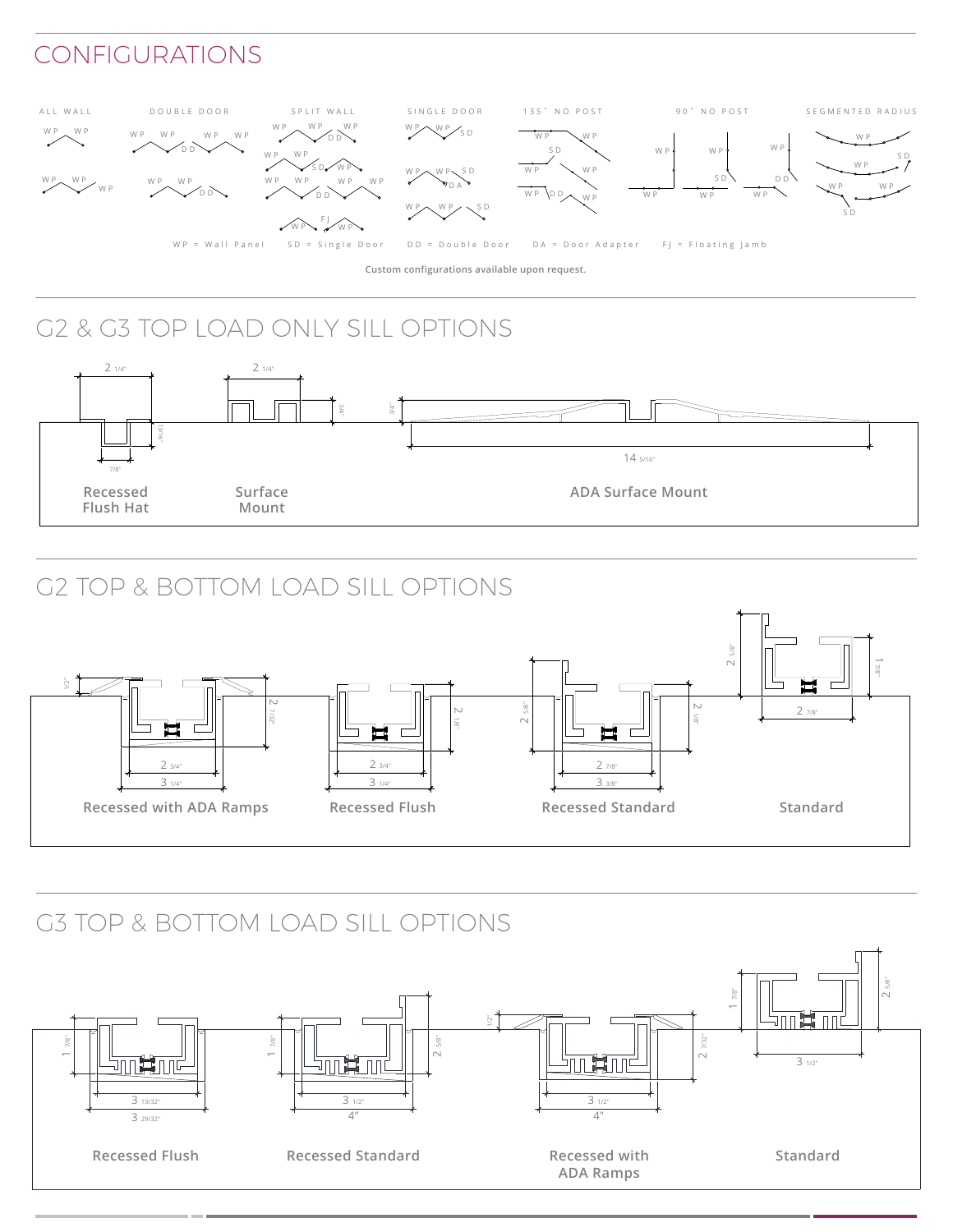## CONFIGURATIONS

ALL WALL — DOUBLE DOOR — SPLIT WALL — SINGLE DOOR — 135° NO POST — 90° NO POST — SEGMENTED RADIUS

WP = Wall Panel SD = Single Door DD = Double Door DA = Door Adapter FJ = Floating Jamb

Custom configurations available upon request.

## G2 & G3 TOP LOAD ONLY SILL OPTIONS

Recessed Flush Hat — 2 1/4", 7/8", 13/16"

Surface Mount — 2 1/4", 3/4"

ADA Surface Mount — 3/4", 14 5/16"

## G2 TOP & BOTTOM LOAD SILL OPTIONS

Recessed with ADA Ramps — 1/2", 2 25/32", 2 3/4", 3 1/4"

Recessed Flush — 2 1/8", 2 3/4", 3 1/4"

Recessed Standard — 2 5/8", 2 1/8", 2 7/8", 3 3/8"

Standard — 2 5/8", 1 7/8", 2 7/8"

## G3 TOP & BOTTOM LOAD SILL OPTIONS

Recessed Flush — 1 7/8", 3 13/32", 3 29/32"

Recessed Standard — 1 7/8", 2 5/8", 3 1/2", 4"

Recessed with ADA Ramps — 1/2", 2 7/32", 3 1/2", 4"

Standard — 1 7/8", 2 5/8", 3 1/2"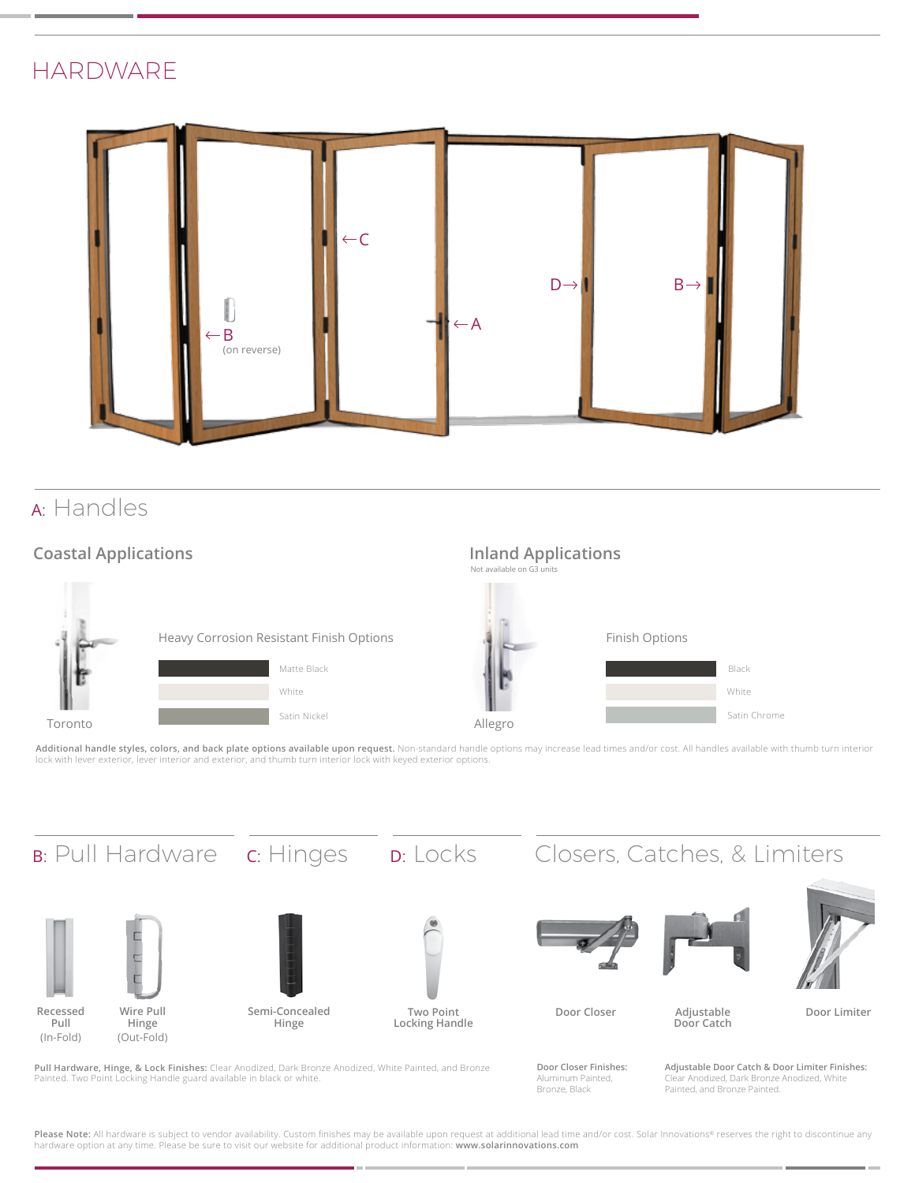# HARDWARE

←C

D→ B→

←B
(on reverse)

←A

## A: Handles

### Coastal Applications

Toronto

Heavy Corrosion Resistant Finish Options

- Matte Black
- White
- Satin Nickel

### Inland Applications

Not available on G3 units

Allegro

Finish Options

- Black
- White
- Satin Chrome

**Additional handle styles, colors, and back plate options available upon request.** Non-standard handle options may increase lead times and/or cost. All handles available with thumb turn interior lock with lever exterior, lever interior and exterior, and thumb turn interior lock with keyed exterior options.

## B: Pull Hardware

- Recessed Pull (In-Fold)
- Wire Pull Hinge (Out-Fold)

## C: Hinges

- Semi-Concealed Hinge

## D: Locks

- Two Point Locking Handle

**Pull Hardware, Hinge, & Lock Finishes:** Clear Anodized, Dark Bronze Anodized, White Painted, and Bronze Painted. Two Point Locking Handle guard available in black or white.

## Closers, Catches, & Limiters

- Door Closer
- Adjustable Door Catch
- Door Limiter

**Door Closer Finishes:** Aluminum Painted, Bronze, Black

**Adjustable Door Catch & Door Limiter Finishes:** Clear Anodized, Dark Bronze Anodized, White Painted, and Bronze Painted.

**Please Note:** All hardware is subject to vendor availability. Custom finishes may be available upon request at additional lead time and/or cost. Solar Innovations® reserves the right to discontinue any hardware option at any time. Please be sure to visit our website for additional product information: **www.solarinnovations.com**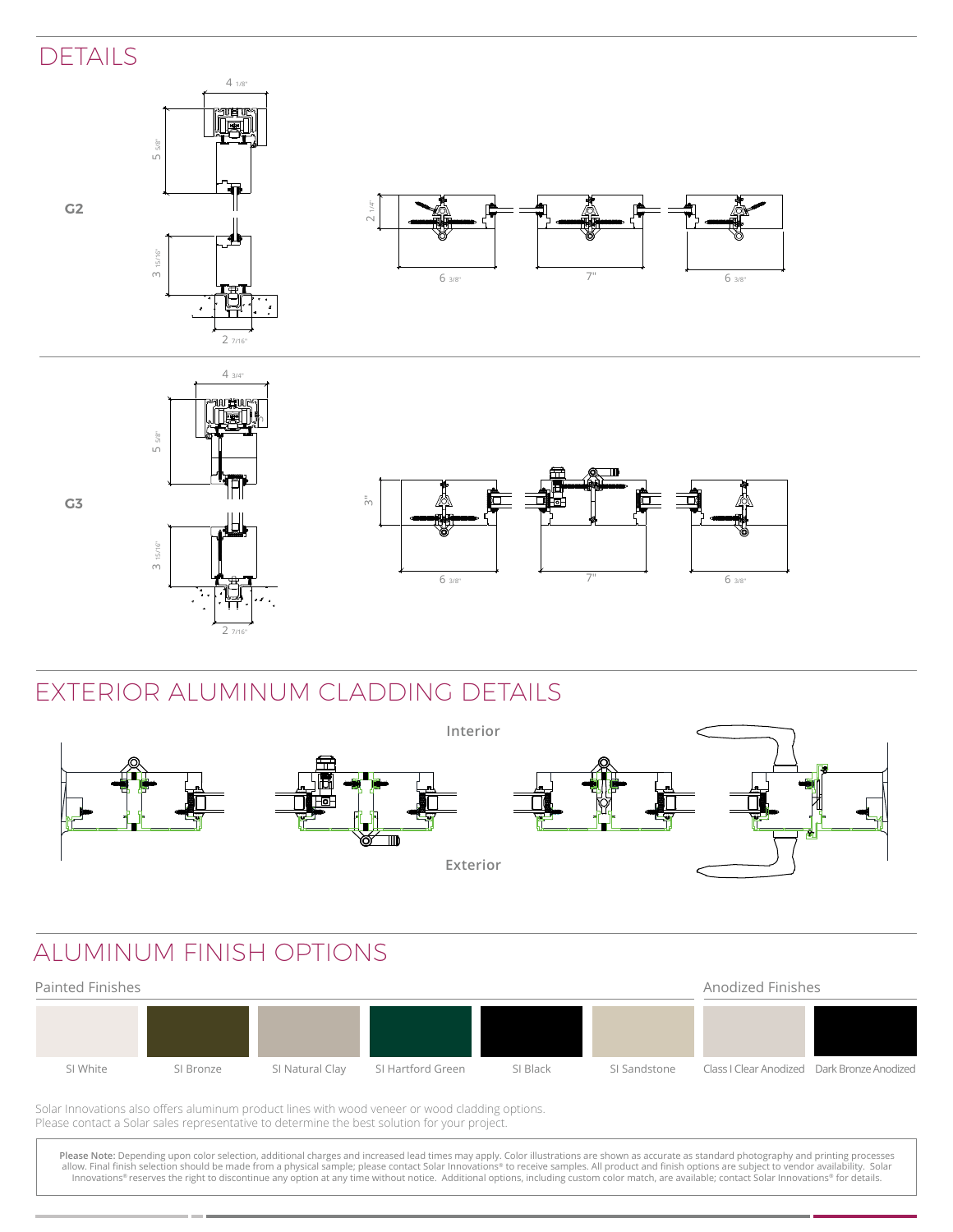# DETAILS

G2

4 1/8"

5 5/8"

3 15/16"

2 7/16"

2 1/4"

6 3/8"

7"

6 3/8"

G3

4 3/4"

5 5/8"

3 15/16"

2 7/16"

3"

6 3/8"

7"

6 3/8"

# EXTERIOR ALUMINUM CLADDING DETAILS

Interior

Exterior

# ALUMINUM FINISH OPTIONS

Painted Finishes

SI White

SI Bronze

SI Natural Clay

SI Hartford Green

SI Black

SI Sandstone

Anodized Finishes

Class I Clear Anodized

Dark Bronze Anodized

Solar Innovations also offers aluminum product lines with wood veneer or wood cladding options.
Please contact a Solar sales representative to determine the best solution for your project.

**Please Note:** Depending upon color selection, additional charges and increased lead times may apply. Color illustrations are shown as accurate as standard photography and printing processes allow. Final finish selection should be made from a physical sample; please contact Solar Innovations® to receive samples. All product and finish options are subject to vendor availability. Solar Innovations® reserves the right to discontinue any option at any time without notice. Additional options, including custom color match, are available; contact Solar Innovations® for details.